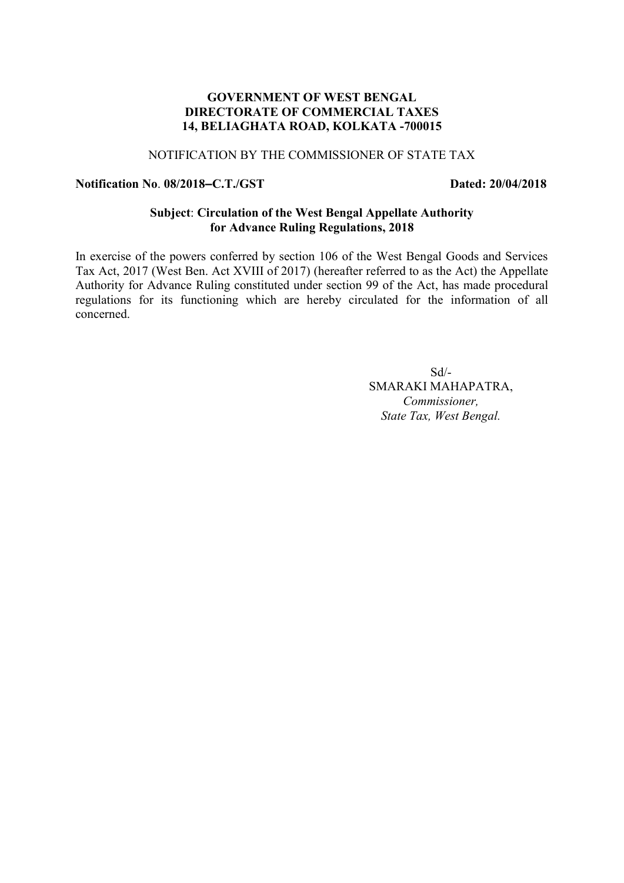**GOVERNMENT OF WEST BENGAL**
**DIRECTORATE OF COMMERCIAL TAXES**
**14, BELIAGHATA ROAD, KOLKATA -700015**

NOTIFICATION BY THE COMMISSIONER OF STATE TAX

**Notification No. 08/2018–C.T./GST** **Dated: 20/04/2018**

**Subject: Circulation of the West Bengal Appellate Authority for Advance Ruling Regulations, 2018**

In exercise of the powers conferred by section 106 of the West Bengal Goods and Services Tax Act, 2017 (West Ben. Act XVIII of 2017) (hereafter referred to as the Act) the Appellate Authority for Advance Ruling constituted under section 99 of the Act, has made procedural regulations for its functioning which are hereby circulated for the information of all concerned.

Sd/-
SMARAKI MAHAPATRA,
*Commissioner,*
*State Tax, West Bengal.*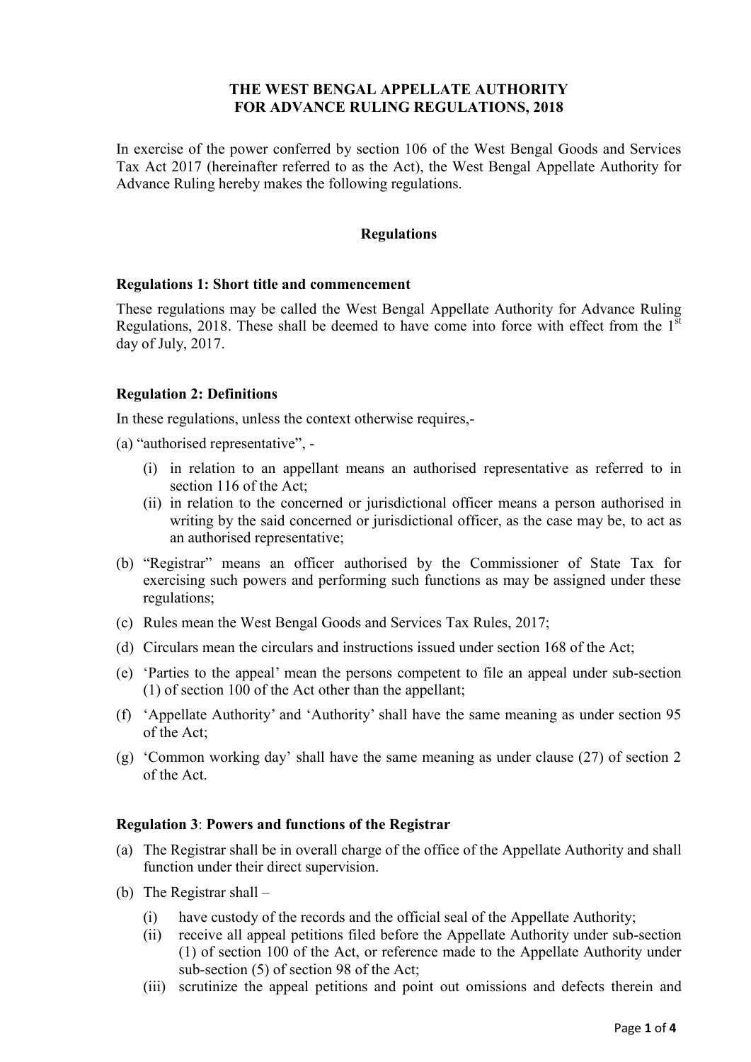# THE WEST BENGAL APPELLATE AUTHORITY FOR ADVANCE RULING REGULATIONS, 2018

In exercise of the power conferred by section 106 of the West Bengal Goods and Services Tax Act 2017 (hereinafter referred to as the Act), the West Bengal Appellate Authority for Advance Ruling hereby makes the following regulations.

## Regulations

### Regulations 1: Short title and commencement

These regulations may be called the West Bengal Appellate Authority for Advance Ruling Regulations, 2018. These shall be deemed to have come into force with effect from the 1st day of July, 2017.

### Regulation 2: Definitions

In these regulations, unless the context otherwise requires,-

(a) "authorised representative", -

- (i) in relation to an appellant means an authorised representative as referred to in section 116 of the Act;
- (ii) in relation to the concerned or jurisdictional officer means a person authorised in writing by the said concerned or jurisdictional officer, as the case may be, to act as an authorised representative;

(b) "Registrar" means an officer authorised by the Commissioner of State Tax for exercising such powers and performing such functions as may be assigned under these regulations;

(c) Rules mean the West Bengal Goods and Services Tax Rules, 2017;

(d) Circulars mean the circulars and instructions issued under section 168 of the Act;

(e) 'Parties to the appeal' mean the persons competent to file an appeal under sub-section (1) of section 100 of the Act other than the appellant;

(f) 'Appellate Authority' and 'Authority' shall have the same meaning as under section 95 of the Act;

(g) 'Common working day' shall have the same meaning as under clause (27) of section 2 of the Act.

### Regulation 3: Powers and functions of the Registrar

(a) The Registrar shall be in overall charge of the office of the Appellate Authority and shall function under their direct supervision.

(b) The Registrar shall –

- (i) have custody of the records and the official seal of the Appellate Authority;
- (ii) receive all appeal petitions filed before the Appellate Authority under sub-section (1) of section 100 of the Act, or reference made to the Appellate Authority under sub-section (5) of section 98 of the Act;
- (iii) scrutinize the appeal petitions and point out omissions and defects therein and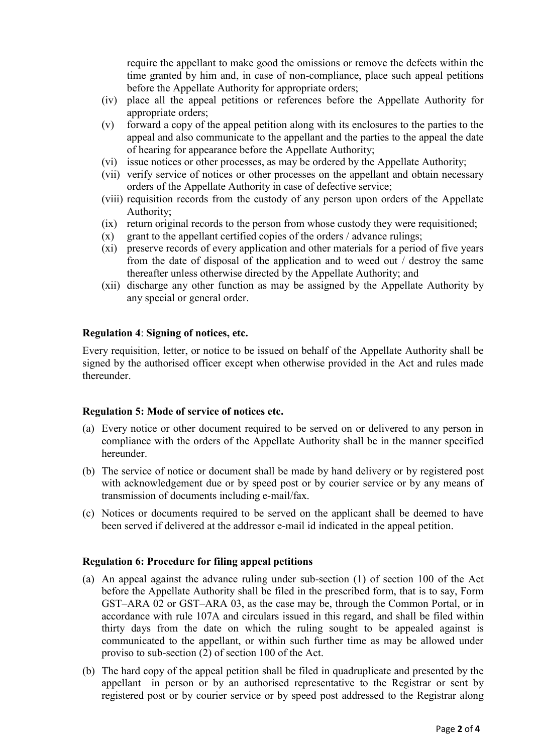require the appellant to make good the omissions or remove the defects within the time granted by him and, in case of non-compliance, place such appeal petitions before the Appellate Authority for appropriate orders;

(iv) place all the appeal petitions or references before the Appellate Authority for appropriate orders;

(v) forward a copy of the appeal petition along with its enclosures to the parties to the appeal and also communicate to the appellant and the parties to the appeal the date of hearing for appearance before the Appellate Authority;

(vi) issue notices or other processes, as may be ordered by the Appellate Authority;

(vii) verify service of notices or other processes on the appellant and obtain necessary orders of the Appellate Authority in case of defective service;

(viii) requisition records from the custody of any person upon orders of the Appellate Authority;

(ix) return original records to the person from whose custody they were requisitioned;

(x) grant to the appellant certified copies of the orders / advance rulings;

(xi) preserve records of every application and other materials for a period of five years from the date of disposal of the application and to weed out / destroy the same thereafter unless otherwise directed by the Appellate Authority; and

(xii) discharge any other function as may be assigned by the Appellate Authority by any special or general order.

**Regulation 4**: **Signing of notices, etc.**

Every requisition, letter, or notice to be issued on behalf of the Appellate Authority shall be signed by the authorised officer except when otherwise provided in the Act and rules made thereunder.

**Regulation 5: Mode of service of notices etc.**

(a) Every notice or other document required to be served on or delivered to any person in compliance with the orders of the Appellate Authority shall be in the manner specified hereunder.

(b) The service of notice or document shall be made by hand delivery or by registered post with acknowledgement due or by speed post or by courier service or by any means of transmission of documents including e-mail/fax.

(c) Notices or documents required to be served on the applicant shall be deemed to have been served if delivered at the addressor e-mail id indicated in the appeal petition.

**Regulation 6: Procedure for filing appeal petitions**

(a) An appeal against the advance ruling under sub-section (1) of section 100 of the Act before the Appellate Authority shall be filed in the prescribed form, that is to say, Form GST–ARA 02 or GST–ARA 03, as the case may be, through the Common Portal, or in accordance with rule 107A and circulars issued in this regard, and shall be filed within thirty days from the date on which the ruling sought to be appealed against is communicated to the appellant, or within such further time as may be allowed under proviso to sub-section (2) of section 100 of the Act.

(b) The hard copy of the appeal petition shall be filed in quadruplicate and presented by the appellant in person or by an authorised representative to the Registrar or sent by registered post or by courier service or by speed post addressed to the Registrar along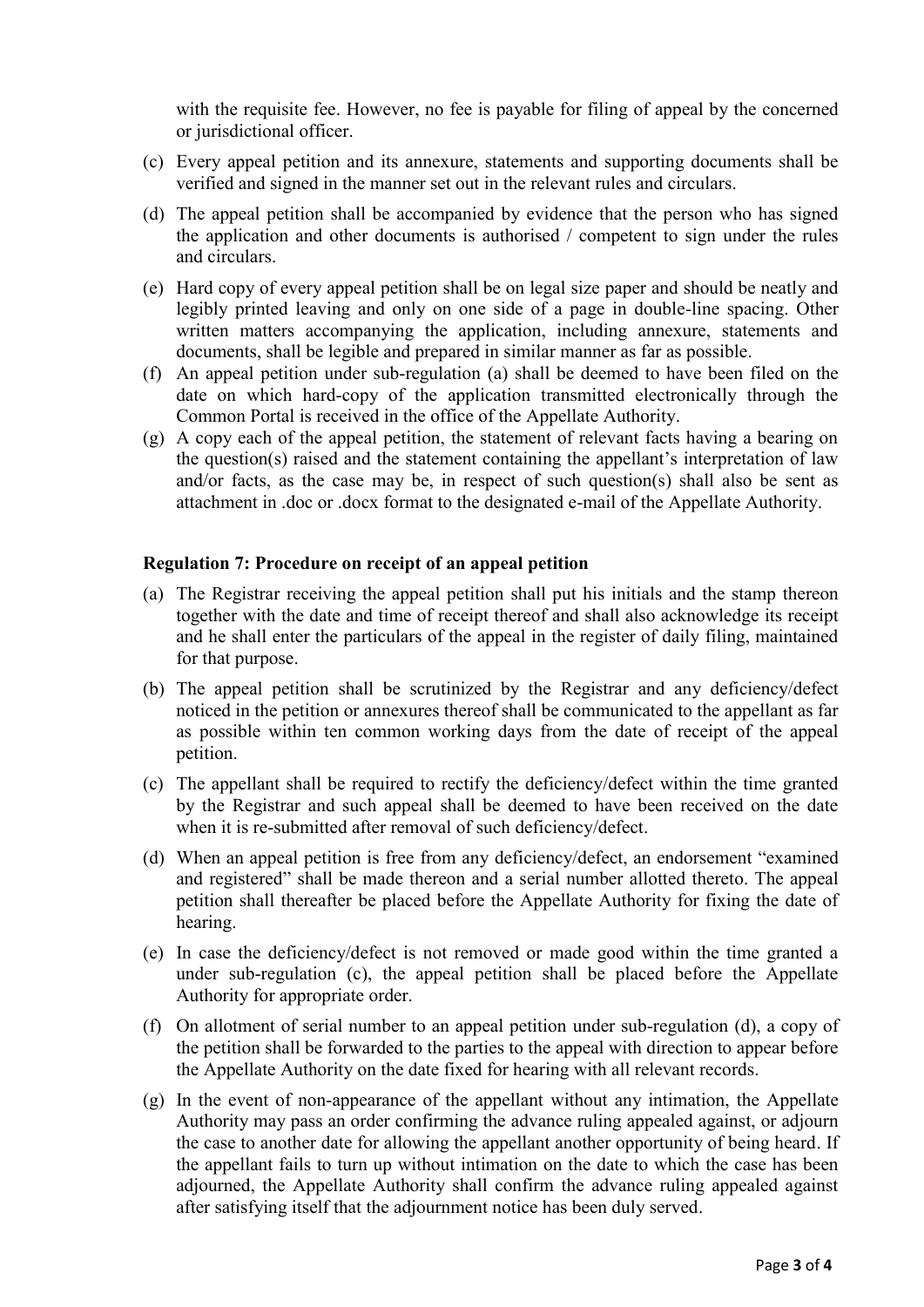with the requisite fee. However, no fee is payable for filing of appeal by the concerned or jurisdictional officer.

(c) Every appeal petition and its annexure, statements and supporting documents shall be verified and signed in the manner set out in the relevant rules and circulars.

(d) The appeal petition shall be accompanied by evidence that the person who has signed the application and other documents is authorised / competent to sign under the rules and circulars.

(e) Hard copy of every appeal petition shall be on legal size paper and should be neatly and legibly printed leaving and only on one side of a page in double-line spacing. Other written matters accompanying the application, including annexure, statements and documents, shall be legible and prepared in similar manner as far as possible.

(f) An appeal petition under sub-regulation (a) shall be deemed to have been filed on the date on which hard-copy of the application transmitted electronically through the Common Portal is received in the office of the Appellate Authority.

(g) A copy each of the appeal petition, the statement of relevant facts having a bearing on the question(s) raised and the statement containing the appellant's interpretation of law and/or facts, as the case may be, in respect of such question(s) shall also be sent as attachment in .doc or .docx format to the designated e-mail of the Appellate Authority.

**Regulation 7: Procedure on receipt of an appeal petition**

(a) The Registrar receiving the appeal petition shall put his initials and the stamp thereon together with the date and time of receipt thereof and shall also acknowledge its receipt and he shall enter the particulars of the appeal in the register of daily filing, maintained for that purpose.

(b) The appeal petition shall be scrutinized by the Registrar and any deficiency/defect noticed in the petition or annexures thereof shall be communicated to the appellant as far as possible within ten common working days from the date of receipt of the appeal petition.

(c) The appellant shall be required to rectify the deficiency/defect within the time granted by the Registrar and such appeal shall be deemed to have been received on the date when it is re-submitted after removal of such deficiency/defect.

(d) When an appeal petition is free from any deficiency/defect, an endorsement "examined and registered" shall be made thereon and a serial number allotted thereto. The appeal petition shall thereafter be placed before the Appellate Authority for fixing the date of hearing.

(e) In case the deficiency/defect is not removed or made good within the time granted a under sub-regulation (c), the appeal petition shall be placed before the Appellate Authority for appropriate order.

(f) On allotment of serial number to an appeal petition under sub-regulation (d), a copy of the petition shall be forwarded to the parties to the appeal with direction to appear before the Appellate Authority on the date fixed for hearing with all relevant records.

(g) In the event of non-appearance of the appellant without any intimation, the Appellate Authority may pass an order confirming the advance ruling appealed against, or adjourn the case to another date for allowing the appellant another opportunity of being heard. If the appellant fails to turn up without intimation on the date to which the case has been adjourned, the Appellate Authority shall confirm the advance ruling appealed against after satisfying itself that the adjournment notice has been duly served.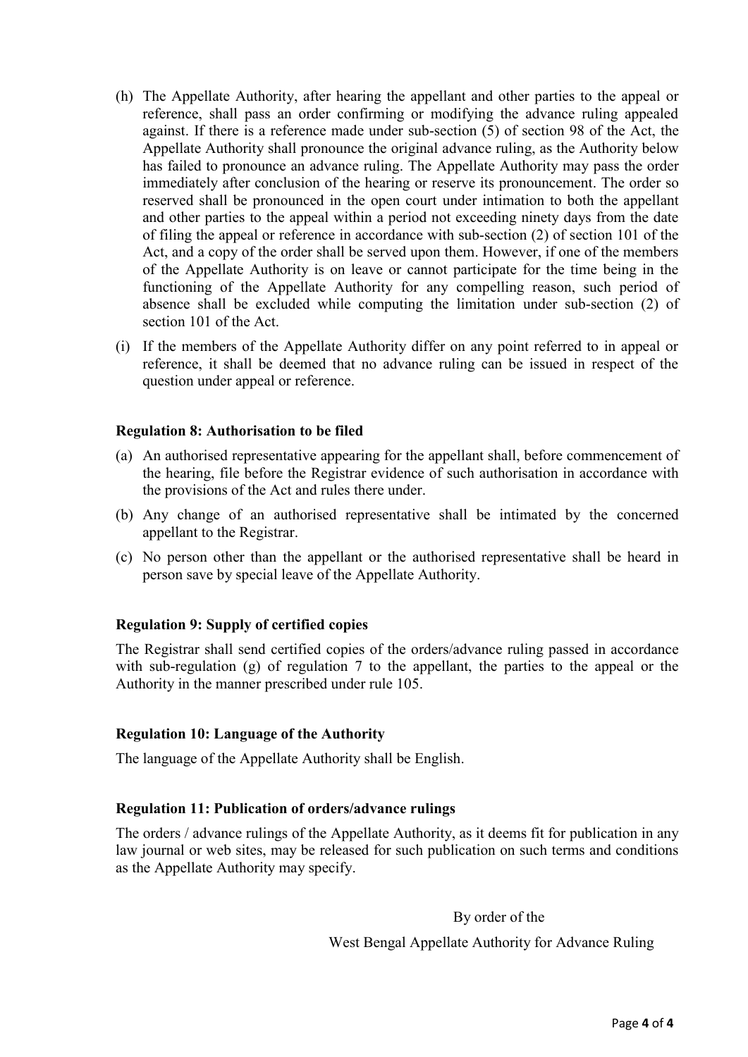(h) The Appellate Authority, after hearing the appellant and other parties to the appeal or reference, shall pass an order confirming or modifying the advance ruling appealed against. If there is a reference made under sub-section (5) of section 98 of the Act, the Appellate Authority shall pronounce the original advance ruling, as the Authority below has failed to pronounce an advance ruling. The Appellate Authority may pass the order immediately after conclusion of the hearing or reserve its pronouncement. The order so reserved shall be pronounced in the open court under intimation to both the appellant and other parties to the appeal within a period not exceeding ninety days from the date of filing the appeal or reference in accordance with sub-section (2) of section 101 of the Act, and a copy of the order shall be served upon them. However, if one of the members of the Appellate Authority is on leave or cannot participate for the time being in the functioning of the Appellate Authority for any compelling reason, such period of absence shall be excluded while computing the limitation under sub-section (2) of section 101 of the Act.

(i) If the members of the Appellate Authority differ on any point referred to in appeal or reference, it shall be deemed that no advance ruling can be issued in respect of the question under appeal or reference.

**Regulation 8: Authorisation to be filed**

(a) An authorised representative appearing for the appellant shall, before commencement of the hearing, file before the Registrar evidence of such authorisation in accordance with the provisions of the Act and rules there under.

(b) Any change of an authorised representative shall be intimated by the concerned appellant to the Registrar.

(c) No person other than the appellant or the authorised representative shall be heard in person save by special leave of the Appellate Authority.

**Regulation 9: Supply of certified copies**

The Registrar shall send certified copies of the orders/advance ruling passed in accordance with sub-regulation (g) of regulation 7 to the appellant, the parties to the appeal or the Authority in the manner prescribed under rule 105.

**Regulation 10: Language of the Authority**

The language of the Appellate Authority shall be English.

**Regulation 11: Publication of orders/advance rulings**

The orders / advance rulings of the Appellate Authority, as it deems fit for publication in any law journal or web sites, may be released for such publication on such terms and conditions as the Appellate Authority may specify.

By order of the

West Bengal Appellate Authority for Advance Ruling